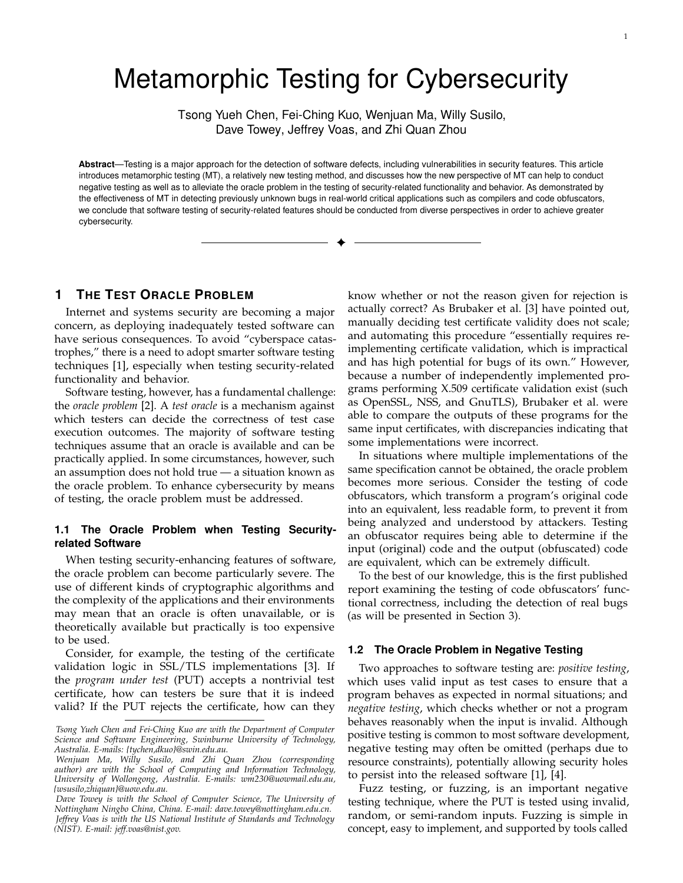# Metamorphic Testing for Cybersecurity

Tsong Yueh Chen, Fei-Ching Kuo, Wenjuan Ma, Willy Susilo, Dave Towey, Jeffrey Voas, and Zhi Quan Zhou

**Abstract**—Testing is a major approach for the detection of software defects, including vulnerabilities in security features. This article introduces metamorphic testing (MT), a relatively new testing method, and discusses how the new perspective of MT can help to conduct negative testing as well as to alleviate the oracle problem in the testing of security-related functionality and behavior. As demonstrated by the effectiveness of MT in detecting previously unknown bugs in real-world critical applications such as compilers and code obfuscators, we conclude that software testing of security-related features should be conducted from diverse perspectives in order to achieve greater cybersecurity.

## 1 The Test Oracle Problem

Internet and systems security are becoming a major concern, as deploying inadequately tested software can have serious consequences. To avoid "cyberspace catastrophes," there is a need to adopt smarter software testing techniques [1], especially when testing security-related functionality and behavior.

Software testing, however, has a fundamental challenge: the *oracle problem* [2]. A *test oracle* is a mechanism against which testers can decide the correctness of test case execution outcomes. The majority of software testing techniques assume that an oracle is available and can be practically applied. In some circumstances, however, such an assumption does not hold true — a situation known as the oracle problem. To enhance cybersecurity by means of testing, the oracle problem must be addressed.

### 1.1 The Oracle Problem when Testing Security-related Software

When testing security-enhancing features of software, the oracle problem can become particularly severe. The use of different kinds of cryptographic algorithms and the complexity of the applications and their environments may mean that an oracle is often unavailable, or is theoretically available but practically is too expensive to be used.

Consider, for example, the testing of the certificate validation logic in SSL/TLS implementations [3]. If the *program under test* (PUT) accepts a nontrivial test certificate, how can testers be sure that it is indeed valid? If the PUT rejects the certificate, how can they know whether or not the reason given for rejection is actually correct? As Brubaker et al. [3] have pointed out, manually deciding test certificate validity does not scale; and automating this procedure "essentially requires re-implementing certificate validation, which is impractical and has high potential for bugs of its own." However, because a number of independently implemented programs performing X.509 certificate validation exist (such as OpenSSL, NSS, and GnuTLS), Brubaker et al. were able to compare the outputs of these programs for the same input certificates, with discrepancies indicating that some implementations were incorrect.

In situations where multiple implementations of the same specification cannot be obtained, the oracle problem becomes more serious. Consider the testing of code obfuscators, which transform a program's original code into an equivalent, less readable form, to prevent it from being analyzed and understood by attackers. Testing an obfuscator requires being able to determine if the input (original) code and the output (obfuscated) code are equivalent, which can be extremely difficult.

To the best of our knowledge, this is the first published report examining the testing of code obfuscators' functional correctness, including the detection of real bugs (as will be presented in Section 3).

### 1.2 The Oracle Problem in Negative Testing

Two approaches to software testing are: *positive testing*, which uses valid input as test cases to ensure that a program behaves as expected in normal situations; and *negative testing*, which checks whether or not a program behaves reasonably when the input is invalid. Although positive testing is common to most software development, negative testing may often be omitted (perhaps due to resource constraints), potentially allowing security holes to persist into the released software [1], [4].

Fuzz testing, or fuzzing, is an important negative testing technique, where the PUT is tested using invalid, random, or semi-random inputs. Fuzzing is simple in concept, easy to implement, and supported by tools called

*Tsong Yueh Chen and Fei-Ching Kuo are with the Department of Computer Science and Software Engineering, Swinburne University of Technology, Australia. E-mails: {tychen,dkuo}@swin.edu.au.*
*Wenjuan Ma, Willy Susilo, and Zhi Quan Zhou (corresponding author) are with the School of Computing and Information Technology, University of Wollongong, Australia. E-mails: wm230@uowmail.edu.au, {wsusilo,zhiquan}@uow.edu.au.*
*Dave Towey is with the School of Computer Science, The University of Nottingham Ningbo China, China. E-mail: dave.towey@nottingham.edu.cn.*
*Jeffrey Voas is with the US National Institute of Standards and Technology (NIST). E-mail: jeff.voas@nist.gov.*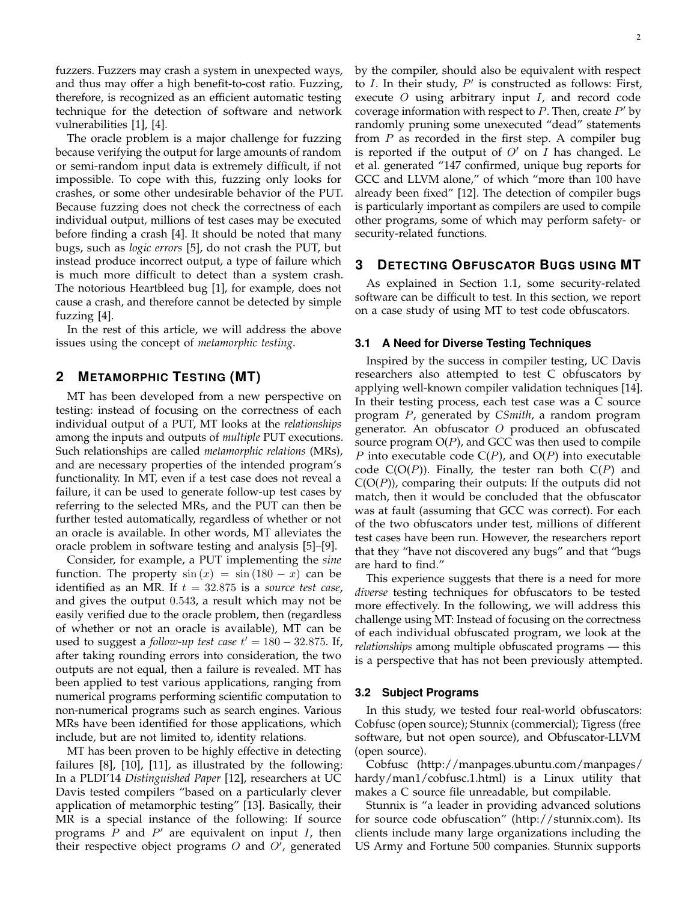fuzzers. Fuzzers may crash a system in unexpected ways, and thus may offer a high benefit-to-cost ratio. Fuzzing, therefore, is recognized as an efficient automatic testing technique for the detection of software and network vulnerabilities [1], [4].

The oracle problem is a major challenge for fuzzing because verifying the output for large amounts of random or semi-random input data is extremely difficult, if not impossible. To cope with this, fuzzing only looks for crashes, or some other undesirable behavior of the PUT. Because fuzzing does not check the correctness of each individual output, millions of test cases may be executed before finding a crash [4]. It should be noted that many bugs, such as *logic errors* [5], do not crash the PUT, but instead produce incorrect output, a type of failure which is much more difficult to detect than a system crash. The notorious Heartbleed bug [1], for example, does not cause a crash, and therefore cannot be detected by simple fuzzing [4].

In the rest of this article, we will address the above issues using the concept of *metamorphic testing*.

## 2 Metamorphic Testing (MT)

MT has been developed from a new perspective on testing: instead of focusing on the correctness of each individual output of a PUT, MT looks at the *relationships* among the inputs and outputs of *multiple* PUT executions. Such relationships are called *metamorphic relations* (MRs), and are necessary properties of the intended program's functionality. In MT, even if a test case does not reveal a failure, it can be used to generate follow-up test cases by referring to the selected MRs, and the PUT can then be further tested automatically, regardless of whether or not an oracle is available. In other words, MT alleviates the oracle problem in software testing and analysis [5]–[9].

Consider, for example, a PUT implementing the *sine* function. The property $\sin(x) = \sin(180 - x)$ can be identified as an MR. If $t = 32.875$ is a *source test case*, and gives the output $0.543$, a result which may not be easily verified due to the oracle problem, then (regardless of whether or not an oracle is available), MT can be used to suggest a *follow-up test case* $t' = 180 - 32.875$. If, after taking rounding errors into consideration, the two outputs are not equal, then a failure is revealed. MT has been applied to test various applications, ranging from numerical programs performing scientific computation to non-numerical programs such as search engines. Various MRs have been identified for those applications, which include, but are not limited to, identity relations.

MT has been proven to be highly effective in detecting failures [8], [10], [11], as illustrated by the following: In a PLDI'14 *Distinguished Paper* [12], researchers at UC Davis tested compilers "based on a particularly clever application of metamorphic testing" [13]. Basically, their MR is a special instance of the following: If source programs $P$ and $P'$ are equivalent on input $I$, then their respective object programs $O$ and $O'$, generated by the compiler, should also be equivalent with respect to $I$. In their study, $P'$ is constructed as follows: First, execute $O$ using arbitrary input $I$, and record code coverage information with respect to $P$. Then, create $P'$ by randomly pruning some unexecuted "dead" statements from $P$ as recorded in the first step. A compiler bug is reported if the output of $O'$ on $I$ has changed. Le et al. generated "147 confirmed, unique bug reports for GCC and LLVM alone," of which "more than 100 have already been fixed" [12]. The detection of compiler bugs is particularly important as compilers are used to compile other programs, some of which may perform safety- or security-related functions.

## 3 Detecting Obfuscator Bugs using MT

As explained in Section 1.1, some security-related software can be difficult to test. In this section, we report on a case study of using MT to test code obfuscators.

### 3.1 A Need for Diverse Testing Techniques

Inspired by the success in compiler testing, UC Davis researchers also attempted to test C obfuscators by applying well-known compiler validation techniques [14]. In their testing process, each test case was a C source program $P$, generated by *CSmith*, a random program generator. An obfuscator $O$ produced an obfuscated source program O($P$), and GCC was then used to compile $P$ into executable code C($P$), and O($P$) into executable code C(O($P$)). Finally, the tester ran both C($P$) and C(O($P$)), comparing their outputs: If the outputs did not match, then it would be concluded that the obfuscator was at fault (assuming that GCC was correct). For each of the two obfuscators under test, millions of different test cases have been run. However, the researchers report that they "have not discovered any bugs" and that "bugs are hard to find."

This experience suggests that there is a need for more *diverse* testing techniques for obfuscators to be tested more effectively. In the following, we will address this challenge using MT: Instead of focusing on the correctness of each individual obfuscated program, we look at the *relationships* among multiple obfuscated programs — this is a perspective that has not been previously attempted.

### 3.2 Subject Programs

In this study, we tested four real-world obfuscators: Cobfusc (open source); Stunnix (commercial); Tigress (free software, but not open source), and Obfuscator-LLVM (open source).

Cobfusc (http://manpages.ubuntu.com/manpages/hardy/man1/cobfusc.1.html) is a Linux utility that makes a C source file unreadable, but compilable.

Stunnix is "a leader in providing advanced solutions for source code obfuscation" (http://stunnix.com). Its clients include many large organizations including the US Army and Fortune 500 companies. Stunnix supports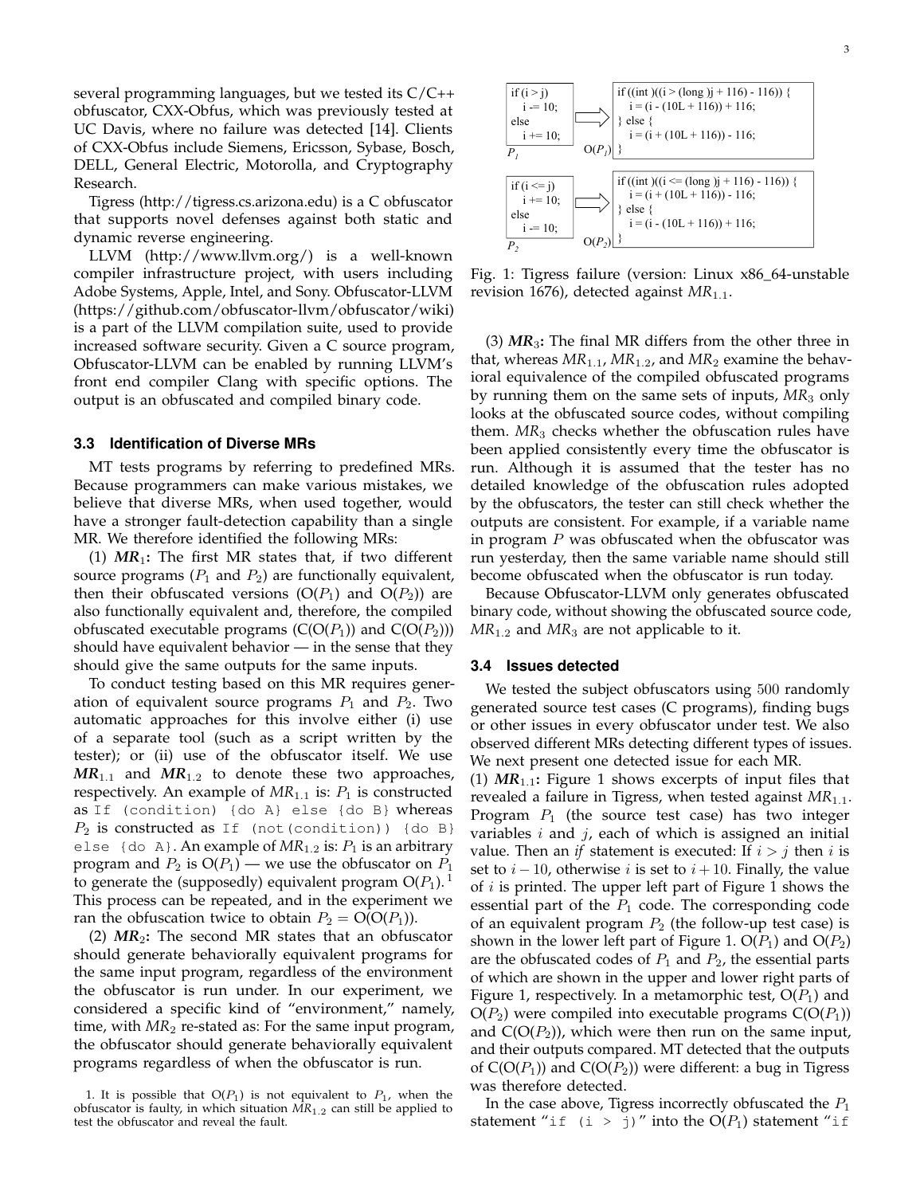several programming languages, but we tested its C/C++ obfuscator, CXX-Obfus, which was previously tested at UC Davis, where no failure was detected [14]. Clients of CXX-Obfus include Siemens, Ericsson, Sybase, Bosch, DELL, General Electric, Motorolla, and Cryptography Research.

Tigress (http://tigress.cs.arizona.edu) is a C obfuscator that supports novel defenses against both static and dynamic reverse engineering.

LLVM (http://www.llvm.org/) is a well-known compiler infrastructure project, with users including Adobe Systems, Apple, Intel, and Sony. Obfuscator-LLVM (https://github.com/obfuscator-llvm/obfuscator/wiki) is a part of the LLVM compilation suite, used to provide increased software security. Given a C source program, Obfuscator-LLVM can be enabled by running LLVM's front end compiler Clang with specific options. The output is an obfuscated and compiled binary code.

### 3.3 Identification of Diverse MRs

MT tests programs by referring to predefined MRs. Because programmers can make various mistakes, we believe that diverse MRs, when used together, would have a stronger fault-detection capability than a single MR. We therefore identified the following MRs:

(1) ***MR*$_1$:** The first MR states that, if two different source programs ($P_1$ and $P_2$) are functionally equivalent, then their obfuscated versions (O($P_1$) and O($P_2$)) are also functionally equivalent and, therefore, the compiled obfuscated executable programs (C(O($P_1$)) and C(O($P_2$))) should have equivalent behavior — in the sense that they should give the same outputs for the same inputs.

To conduct testing based on this MR requires generation of equivalent source programs $P_1$ and $P_2$. Two automatic approaches for this involve either (i) use of a separate tool (such as a script written by the tester); or (ii) use of the obfuscator itself. We use ***MR*$_{1.1}$** and ***MR*$_{1.2}$** to denote these two approaches, respectively. An example of *MR*$_{1.1}$ is: $P_1$ is constructed as `If (condition) {do A} else {do B}` whereas $P_2$ is constructed as `If (not(condition)) {do B} else {do A}`. An example of *MR*$_{1.2}$ is: $P_1$ is an arbitrary program and $P_2$ is O($P_1$) — we use the obfuscator on $P_1$ to generate the (supposedly) equivalent program O($P_1$).[1] This process can be repeated, and in the experiment we ran the obfuscation twice to obtain $P_2$ = O(O($P_1$)).

(2) ***MR*$_2$:** The second MR states that an obfuscator should generate behaviorally equivalent programs for the same input program, regardless of the environment the obfuscator is run under. In our experiment, we considered a specific kind of "environment," namely, time, with *MR*$_2$ re-stated as: For the same input program, the obfuscator should generate behaviorally equivalent programs regardless of when the obfuscator is run.

1. It is possible that O($P_1$) is not equivalent to $P_1$, when the obfuscator is faulty, in which situation *MR*$_{1.2}$ can still be applied to test the obfuscator and reveal the fault.

```
P1:                     O(P1):
if (i > j)              if ((int )((i > (long )j + 116) - 116)) {
    i -= 10;                i = (i - (10L + 116)) + 116;
else            ==>     } else {
    i += 10;                i = (i + (10L + 116)) - 116;
                        }

P2:                     O(P2):
if (i <= j)             if ((int )((i <= (long )j + 116) - 116)) {
    i += 10;                i = (i + (10L + 116)) - 116;
else            ==>     } else {
    i -= 10;                i = (i - (10L + 116)) + 116;
                        }
```

Fig. 1: Tigress failure (version: Linux x86_64-unstable revision 1676), detected against *MR*$_{1.1}$.

(3) ***MR*$_3$:** The final MR differs from the other three in that, whereas *MR*$_{1.1}$, *MR*$_{1.2}$, and *MR*$_2$ examine the behavioral equivalence of the compiled obfuscated programs by running them on the same sets of inputs, *MR*$_3$ only looks at the obfuscated source codes, without compiling them. *MR*$_3$ checks whether the obfuscation rules have been applied consistently every time the obfuscator is run. Although it is assumed that the tester has no detailed knowledge of the obfuscation rules adopted by the obfuscators, the tester can still check whether the outputs are consistent. For example, if a variable name in program $P$ was obfuscated when the obfuscator was run yesterday, then the same variable name should still become obfuscated when the obfuscator is run today.

Because Obfuscator-LLVM only generates obfuscated binary code, without showing the obfuscated source code, *MR*$_{1.2}$ and *MR*$_3$ are not applicable to it.

### 3.4 Issues detected

We tested the subject obfuscators using 500 randomly generated source test cases (C programs), finding bugs or other issues in every obfuscator under test. We also observed different MRs detecting different types of issues. We next present one detected issue for each MR.

(1) ***MR*$_{1.1}$:** Figure 1 shows excerpts of input files that revealed a failure in Tigress, when tested against *MR*$_{1.1}$. Program $P_1$ (the source test case) has two integer variables $i$ and $j$, each of which is assigned an initial value. Then an *if* statement is executed: If $i > j$ then $i$ is set to $i - 10$, otherwise $i$ is set to $i + 10$. Finally, the value of $i$ is printed. The upper left part of Figure 1 shows the essential part of the $P_1$ code. The corresponding code of an equivalent program $P_2$ (the follow-up test case) is shown in the lower left part of Figure 1. O($P_1$) and O($P_2$) are the obfuscated codes of $P_1$ and $P_2$, the essential parts of which are shown in the upper and lower right parts of Figure 1, respectively. In a metamorphic test, O($P_1$) and O($P_2$) were compiled into executable programs C(O($P_1$)) and C(O($P_2$)), which were then run on the same input, and their outputs compared. MT detected that the outputs of C(O($P_1$)) and C(O($P_2$)) were different: a bug in Tigress was therefore detected.

In the case above, Tigress incorrectly obfuscated the $P_1$ statement "`if (i > j)`" into the O($P_1$) statement "`if`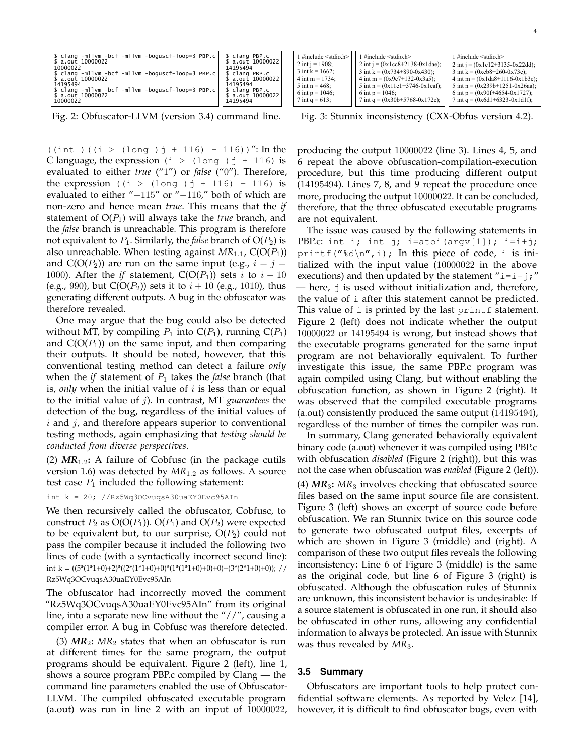```
$ clang -mllvm -bcf -mllvm -boguscf-loop=3 PBP.c
$ a.out 10000022
10000022
$ clang -mllvm -bcf -mllvm -boguscf-loop=3 PBP.c
$ a.out 10000022
14195494
$ clang -mllvm -bcf -mllvm -boguscf-loop=3 PBP.c
$ a.out 10000022
10000022
```

```
$ clang PBP.c
$ a.out 10000022
14195494
$ clang PBP.c
$ a.out 10000022
14195494
$ clang PBP.c
$ a.out 10000022
14195494
```

Fig. 2: Obfuscator-LLVM (version 3.4) command line.

```
1 #include <stdio.h>
2 int j = 1908;
3 int k = 1662;
4 int m = 1734;
5 int n = 468;
6 int p = 1046;
7 int q = 613;
```

```
1 #include <stdio.h>
2 int j = (0x1cc8+2138-0x1dae);
3 int k = (0x734+890-0x430);
4 int m = (0x9e7+132-0x3a5);
5 int n = (0x11e1+3746-0x1eaf);
6 int p = 1046;
7 int q = (0x30b+5768-0x172e);
```

```
1 #include <stdio.h>
2 int j = (0x1e12+3135-0x22dd);
3 int k = (0xcb8+260-0x73e);
4 int m = (0x1da8+1116-0x1b3e);
5 int n = (0x239b+1251-0x26aa);
6 int p = (0x90f+4654-0x1727);
7 int q = (0x6d1+6323-0x1d1f);
```

Fig. 3: Stunnix inconsistency (CXX-Obfus version 4.2).

`((int )((i > (long )j + 116) - 116))`": In the C language, the expression `(i > (long )j + 116)` is evaluated to either *true* ("1") or *false* ("0"). Therefore, the expression `((i > (long )j + 116) - 116)` is evaluated to either "$-115$" or "$-116$," both of which are non-zero and hence mean *true*. This means that the *if* statement of O($P_1$) will always take the *true* branch, and the *false* branch is unreachable. This program is therefore not equivalent to $P_1$. Similarly, the *false* branch of O($P_2$) is also unreachable. When testing against $MR_{1.1}$, C(O($P_1$)) and C(O($P_2$)) are run on the same input (e.g., $i = j = 1000$). After the *if* statement, C(O($P_1$)) sets $i$ to $i - 10$ (e.g., 990), but C(O($P_2$)) sets it to $i + 10$ (e.g., 1010), thus generating different outputs. A bug in the obfuscator was therefore revealed.

One may argue that the bug could also be detected without MT, by compiling $P_1$ into C($P_1$), running C($P_1$) and C(O($P_1$)) on the same input, and then comparing their outputs. It should be noted, however, that this conventional testing method can detect a failure *only* when the *if* statement of $P_1$ takes the *false* branch (that is, *only* when the initial value of $i$ is less than or equal to the initial value of $j$). In contrast, MT *guarantees* the detection of the bug, regardless of the initial values of $i$ and $j$, and therefore appears superior to conventional testing methods, again emphasizing that *testing should be conducted from diverse perspectives*.

(2) ***MR***$_{1.2}$**:** A failure of Cobfusc (in the package cutils version 1.6) was detected by $MR_{1.2}$ as follows. A source test case $P_1$ included the following statement:

```
int k = 20; //Rz5Wq3OCvuqsA30uaEY0Evc95AIn
```

We then recursively called the obfuscator, Cobfusc, to construct $P_2$ as O(O($P_1$)). O($P_1$) and O($P_2$) were expected to be equivalent but, to our surprise, O($P_2$) could not pass the compiler because it included the following two lines of code (with a syntactically incorrect second line):

```
int k = ((5*(1*1+0)+2)*((2*(1*1+0)+0)*(1*(1*1+0)+0)+0)+(3*(2*1+0)+0)); //
Rz5Wq3OCvuqsA30uaEY0Evc95AIn
```

The obfuscator had incorrectly moved the comment "Rz5Wq3OCvuqsA30uaEY0Evc95AIn" from its original line, into a separate new line without the "//", causing a compiler error. A bug in Cobfusc was therefore detected.

(3) ***MR***$_2$**:** $MR_2$ states that when an obfuscator is run at different times for the same program, the output programs should be equivalent. Figure 2 (left), line 1, shows a source program PBP.c compiled by Clang — the command line parameters enabled the use of Obfuscator-LLVM. The compiled obfuscated executable program (a.out) was run in line 2 with an input of 10000022, producing the output 10000022 (line 3). Lines 4, 5, and 6 repeat the above obfuscation-compilation-execution procedure, but this time producing different output (14195494). Lines 7, 8, and 9 repeat the procedure once more, producing the output 10000022. It can be concluded, therefore, that the three obfuscated executable programs are not equivalent.

The issue was caused by the following statements in PBP.c: `int i; int j; i=atoi(argv[1]); i=i+j; printf("%d\n",i);` In this piece of code, `i` is initialized with the input value (10000022 in the above executions) and then updated by the statement "`i=i+j;`" — here, `j` is used without initialization and, therefore, the value of `i` after this statement cannot be predicted. This value of `i` is printed by the last `printf` statement. Figure 2 (left) does not indicate whether the output 10000022 or 14195494 is wrong, but instead shows that the executable programs generated for the same input program are not behaviorally equivalent. To further investigate this issue, the same PBP.c program was again compiled using Clang, but without enabling the obfuscation function, as shown in Figure 2 (right). It was observed that the compiled executable programs (a.out) consistently produced the same output (14195494), regardless of the number of times the compiler was run.

In summary, Clang generated behaviorally equivalent binary code (a.out) whenever it was compiled using PBP.c with obfuscation *disabled* (Figure 2 (right)), but this was not the case when obfuscation was *enabled* (Figure 2 (left)).

(4) ***MR***$_3$**:** $MR_3$ involves checking that obfuscated source files based on the same input source file are consistent. Figure 3 (left) shows an excerpt of source code before obfuscation. We ran Stunnix twice on this source code to generate two obfuscated output files, excerpts of which are shown in Figure 3 (middle) and (right). A comparison of these two output files reveals the following inconsistency: Line 6 of Figure 3 (middle) is the same as the original code, but line 6 of Figure 3 (right) is obfuscated. Although the obfuscation rules of Stunnix are unknown, this inconsistent behavior is undesirable: If a source statement is obfuscated in one run, it should also be obfuscated in other runs, allowing any confidential information to always be protected. An issue with Stunnix was thus revealed by $MR_3$.

### 3.5 Summary

Obfuscators are important tools to help protect confidential software elements. As reported by Velez [14], however, it is difficult to find obfuscator bugs, even with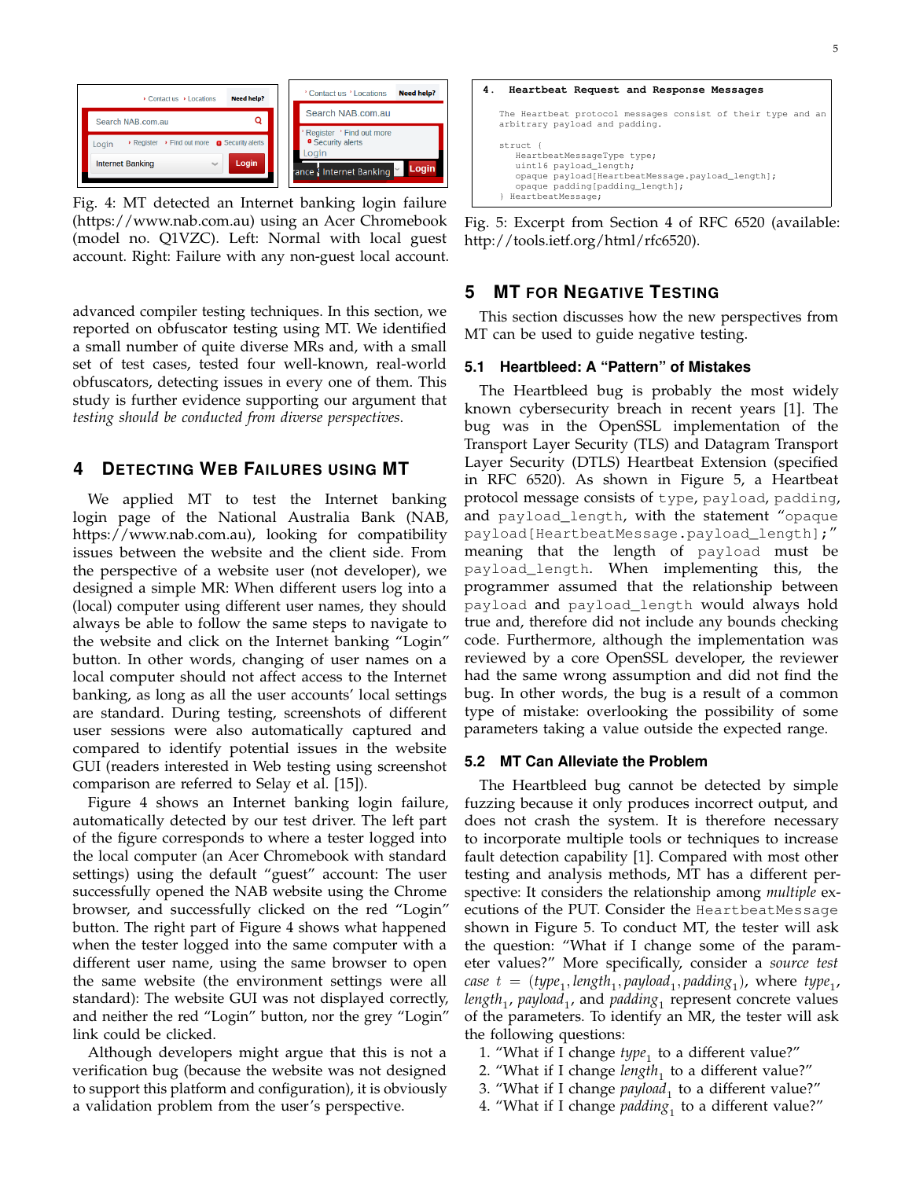Fig. 4: MT detected an Internet banking login failure (https://www.nab.com.au) using an Acer Chromebook (model no. Q1VZC). Left: Normal with local guest account. Right: Failure with any non-guest local account.

advanced compiler testing techniques. In this section, we reported on obfuscator testing using MT. We identified a small number of quite diverse MRs and, with a small set of test cases, tested four well-known, real-world obfuscators, detecting issues in every one of them. This study is further evidence supporting our argument that *testing should be conducted from diverse perspectives*.

## 4 Detecting Web Failures using MT

We applied MT to test the Internet banking login page of the National Australia Bank (NAB, https://www.nab.com.au), looking for compatibility issues between the website and the client side. From the perspective of a website user (not developer), we designed a simple MR: When different users log into a (local) computer using different user names, they should always be able to follow the same steps to navigate to the website and click on the Internet banking "Login" button. In other words, changing of user names on a local computer should not affect access to the Internet banking, as long as all the user accounts' local settings are standard. During testing, screenshots of different user sessions were also automatically captured and compared to identify potential issues in the website GUI (readers interested in Web testing using screenshot comparison are referred to Selay et al. [15]).

Figure 4 shows an Internet banking login failure, automatically detected by our test driver. The left part of the figure corresponds to where a tester logged into the local computer (an Acer Chromebook with standard settings) using the default "guest" account: The user successfully opened the NAB website using the Chrome browser, and successfully clicked on the red "Login" button. The right part of Figure 4 shows what happened when the tester logged into the same computer with a different user name, using the same browser to open the same website (the environment settings were all standard): The website GUI was not displayed correctly, and neither the red "Login" button, nor the grey "Login" link could be clicked.

Although developers might argue that this is not a verification bug (because the website was not designed to support this platform and configuration), it is obviously a validation problem from the user's perspective.

```
4.  Heartbeat Request and Response Messages

   The Heartbeat protocol messages consist of their type and an
   arbitrary payload and padding.

   struct {
      HeartbeatMessageType type;
      uint16 payload_length;
      opaque payload[HeartbeatMessage.payload_length];
      opaque padding[padding_length];
   } HeartbeatMessage;
```

Fig. 5: Excerpt from Section 4 of RFC 6520 (available: http://tools.ietf.org/html/rfc6520).

## 5 MT for Negative Testing

This section discusses how the new perspectives from MT can be used to guide negative testing.

### 5.1 Heartbleed: A "Pattern" of Mistakes

The Heartbleed bug is probably the most widely known cybersecurity breach in recent years [1]. The bug was in the OpenSSL implementation of the Transport Layer Security (TLS) and Datagram Transport Layer Security (DTLS) Heartbeat Extension (specified in RFC 6520). As shown in Figure 5, a Heartbeat protocol message consists of `type`, `payload`, `padding`, and `payload_length`, with the statement "`opaque payload[HeartbeatMessage.payload_length];`" meaning that the length of `payload` must be `payload_length`. When implementing this, the programmer assumed that the relationship between `payload` and `payload_length` would always hold true and, therefore did not include any bounds checking code. Furthermore, although the implementation was reviewed by a core OpenSSL developer, the reviewer had the same wrong assumption and did not find the bug. In other words, the bug is a result of a common type of mistake: overlooking the possibility of some parameters taking a value outside the expected range.

### 5.2 MT Can Alleviate the Problem

The Heartbleed bug cannot be detected by simple fuzzing because it only produces incorrect output, and does not crash the system. It is therefore necessary to incorporate multiple tools or techniques to increase fault detection capability [1]. Compared with most other testing and analysis methods, MT has a different perspective: It considers the relationship among *multiple* executions of the PUT. Consider the `HeartbeatMessage` shown in Figure 5. To conduct MT, the tester will ask the question: "What if I change some of the parameter values?" More specifically, consider a *source test case* $t = (type_1, length_1, payload_1, padding_1)$, where $type_1$, $length_1$, $payload_1$, and $padding_1$ represent concrete values of the parameters. To identify an MR, the tester will ask the following questions:

1. "What if I change $type_1$ to a different value?"
2. "What if I change $length_1$ to a different value?"
3. "What if I change $payload_1$ to a different value?"
4. "What if I change $padding_1$ to a different value?"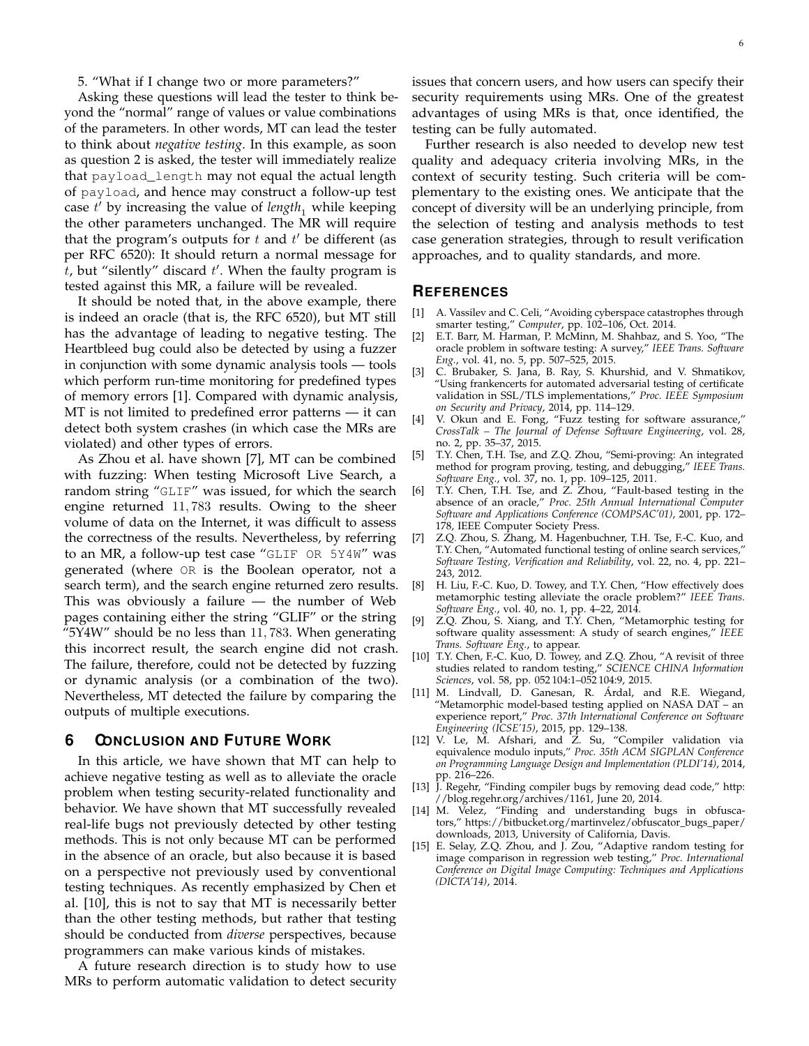5. "What if I change two or more parameters?"

Asking these questions will lead the tester to think beyond the "normal" range of values or value combinations of the parameters. In other words, MT can lead the tester to think about *negative testing*. In this example, as soon as question 2 is asked, the tester will immediately realize that `payload_length` may not equal the actual length of `payload`, and hence may construct a follow-up test case $t'$ by increasing the value of $length_1$ while keeping the other parameters unchanged. The MR will require that the program's outputs for $t$ and $t'$ be different (as per RFC 6520): It should return a normal message for $t$, but "silently" discard $t'$. When the faulty program is tested against this MR, a failure will be revealed.

It should be noted that, in the above example, there is indeed an oracle (that is, the RFC 6520), but MT still has the advantage of leading to negative testing. The Heartbleed bug could also be detected by using a fuzzer in conjunction with some dynamic analysis tools — tools which perform run-time monitoring for predefined types of memory errors [1]. Compared with dynamic analysis, MT is not limited to predefined error patterns — it can detect both system crashes (in which case the MRs are violated) and other types of errors.

As Zhou et al. have shown [7], MT can be combined with fuzzing: When testing Microsoft Live Search, a random string "`GLIF`" was issued, for which the search engine returned $11,783$ results. Owing to the sheer volume of data on the Internet, it was difficult to assess the correctness of the results. Nevertheless, by referring to an MR, a follow-up test case "`GLIF OR 5Y4W`" was generated (where `OR` is the Boolean operator, not a search term), and the search engine returned zero results. This was obviously a failure — the number of Web pages containing either the string "GLIF" or the string "5Y4W" should be no less than $11,783$. When generating this incorrect result, the search engine did not crash. The failure, therefore, could not be detected by fuzzing or dynamic analysis (or a combination of the two). Nevertheless, MT detected the failure by comparing the outputs of multiple executions.

## 6 Conclusion and Future Work

In this article, we have shown that MT can help to achieve negative testing as well as to alleviate the oracle problem when testing security-related functionality and behavior. We have shown that MT successfully revealed real-life bugs not previously detected by other testing methods. This is not only because MT can be performed in the absence of an oracle, but also because it is based on a perspective not previously used by conventional testing techniques. As recently emphasized by Chen et al. [10], this is not to say that MT is necessarily better than the other testing methods, but rather that testing should be conducted from *diverse* perspectives, because programmers can make various kinds of mistakes.

A future research direction is to study how to use MRs to perform automatic validation to detect security issues that concern users, and how users can specify their security requirements using MRs. One of the greatest advantages of using MRs is that, once identified, the testing can be fully automated.

Further research is also needed to develop new test quality and adequacy criteria involving MRs, in the context of security testing. Such criteria will be complementary to the existing ones. We anticipate that the concept of diversity will be an underlying principle, from the selection of testing and analysis methods to test case generation strategies, through to result verification approaches, and to quality standards, and more.

## References

[1] A. Vassilev and C. Celi, "Avoiding cyberspace catastrophes through smarter testing," *Computer*, pp. 102–106, Oct. 2014.

[2] E.T. Barr, M. Harman, P. McMinn, M. Shahbaz, and S. Yoo, "The oracle problem in software testing: A survey," *IEEE Trans. Software Eng.*, vol. 41, no. 5, pp. 507–525, 2015.

[3] C. Brubaker, S. Jana, B. Ray, S. Khurshid, and V. Shmatikov, "Using frankencerts for automated adversarial testing of certificate validation in SSL/TLS implementations," *Proc. IEEE Symposium on Security and Privacy*, 2014, pp. 114–129.

[4] V. Okun and E. Fong, "Fuzz testing for software assurance," *CrossTalk – The Journal of Defense Software Engineering*, vol. 28, no. 2, pp. 35–37, 2015.

[5] T.Y. Chen, T.H. Tse, and Z.Q. Zhou, "Semi-proving: An integrated method for program proving, testing, and debugging," *IEEE Trans. Software Eng.*, vol. 37, no. 1, pp. 109–125, 2011.

[6] T.Y. Chen, T.H. Tse, and Z. Zhou, "Fault-based testing in the absence of an oracle," *Proc. 25th Annual International Computer Software and Applications Conference (COMPSAC'01)*, 2001, pp. 172–178, IEEE Computer Society Press.

[7] Z.Q. Zhou, S. Zhang, M. Hagenbuchner, T.H. Tse, F.-C. Kuo, and T.Y. Chen, "Automated functional testing of online search services," *Software Testing, Verification and Reliability*, vol. 22, no. 4, pp. 221–243, 2012.

[8] H. Liu, F.-C. Kuo, D. Towey, and T.Y. Chen, "How effectively does metamorphic testing alleviate the oracle problem?" *IEEE Trans. Software Eng.*, vol. 40, no. 1, pp. 4–22, 2014.

[9] Z.Q. Zhou, S. Xiang, and T.Y. Chen, "Metamorphic testing for software quality assessment: A study of search engines," *IEEE Trans. Software Eng.*, to appear.

[10] T.Y. Chen, F.-C. Kuo, D. Towey, and Z.Q. Zhou, "A revisit of three studies related to random testing," *SCIENCE CHINA Information Sciences*, vol. 58, pp. 052 104:1–052 104:9, 2015.

[11] M. Lindvall, D. Ganesan, R. Árdal, and R.E. Wiegand, "Metamorphic model-based testing applied on NASA DAT – an experience report," *Proc. 37th International Conference on Software Engineering (ICSE'15)*, 2015, pp. 129–138.

[12] V. Le, M. Afshari, and Z. Su, "Compiler validation via equivalence modulo inputs," *Proc. 35th ACM SIGPLAN Conference on Programming Language Design and Implementation (PLDI'14)*, 2014, pp. 216–226.

[13] J. Regehr, "Finding compiler bugs by removing dead code," http://blog.regehr.org/archives/1161, June 20, 2014.

[14] M. Velez, "Finding and understanding bugs in obfuscators," https://bitbucket.org/martinvelez/obfuscator_bugs_paper/downloads, 2013, University of California, Davis.

[15] E. Selay, Z.Q. Zhou, and J. Zou, "Adaptive random testing for image comparison in regression web testing," *Proc. International Conference on Digital Image Computing: Techniques and Applications (DICTA'14)*, 2014.